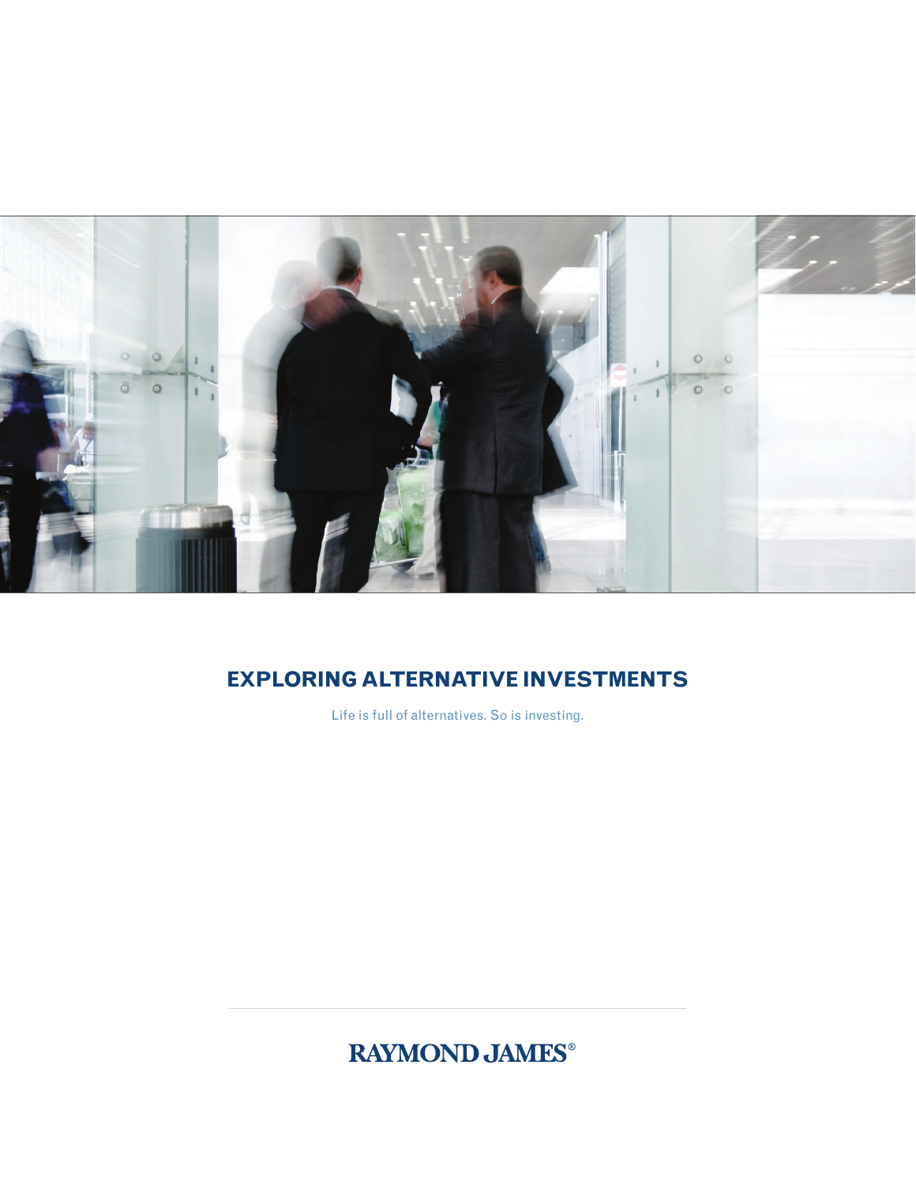# EXPLORING ALTERNATIVE INVESTMENTS

Life is full of alternatives. So is investing.

RAYMOND JAMES®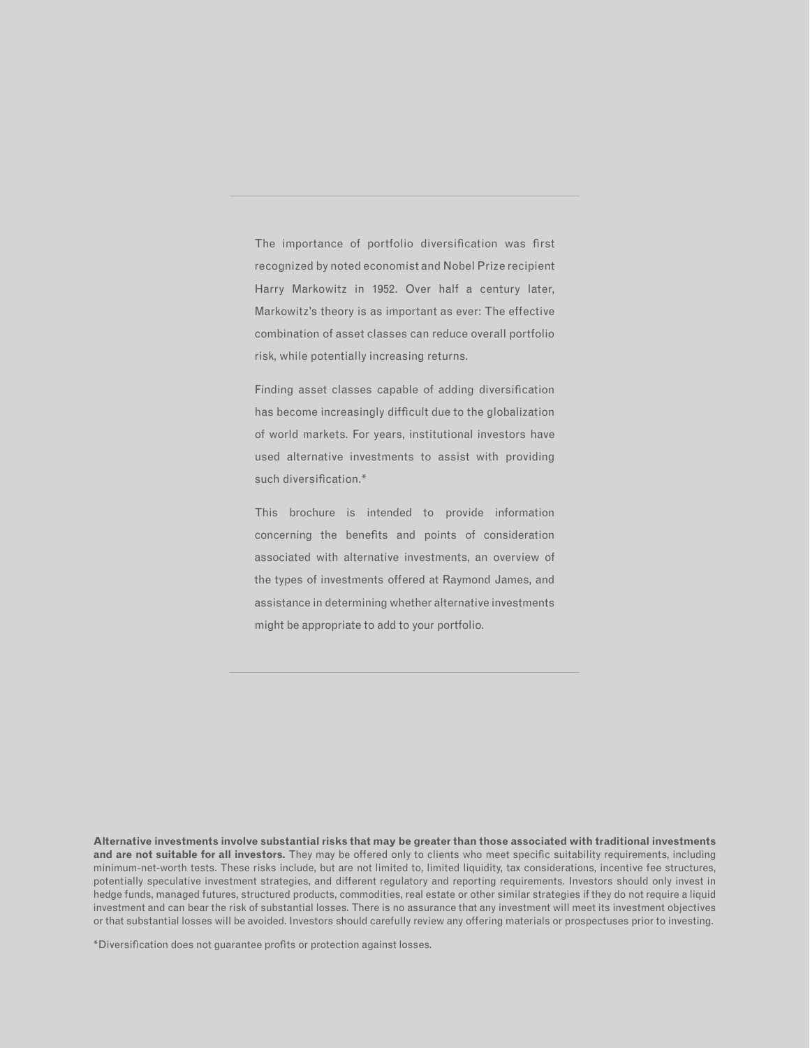The importance of portfolio diversification was first recognized by noted economist and Nobel Prize recipient Harry Markowitz in 1952. Over half a century later, Markowitz's theory is as important as ever: The effective combination of asset classes can reduce overall portfolio risk, while potentially increasing returns.

Finding asset classes capable of adding diversification has become increasingly difficult due to the globalization of world markets. For years, institutional investors have used alternative investments to assist with providing such diversification.*

This brochure is intended to provide information concerning the benefits and points of consideration associated with alternative investments, an overview of the types of investments offered at Raymond James, and assistance in determining whether alternative investments might be appropriate to add to your portfolio.

---

**Alternative investments involve substantial risks that may be greater than those associated with traditional investments and are not suitable for all investors.** They may be offered only to clients who meet specific suitability requirements, including minimum-net-worth tests. These risks include, but are not limited to, limited liquidity, tax considerations, incentive fee structures, potentially speculative investment strategies, and different regulatory and reporting requirements. Investors should only invest in hedge funds, managed futures, structured products, commodities, real estate or other similar strategies if they do not require a liquid investment and can bear the risk of substantial losses. There is no assurance that any investment will meet its investment objectives or that substantial losses will be avoided. Investors should carefully review any offering materials or prospectuses prior to investing.

*Diversification does not guarantee profits or protection against losses.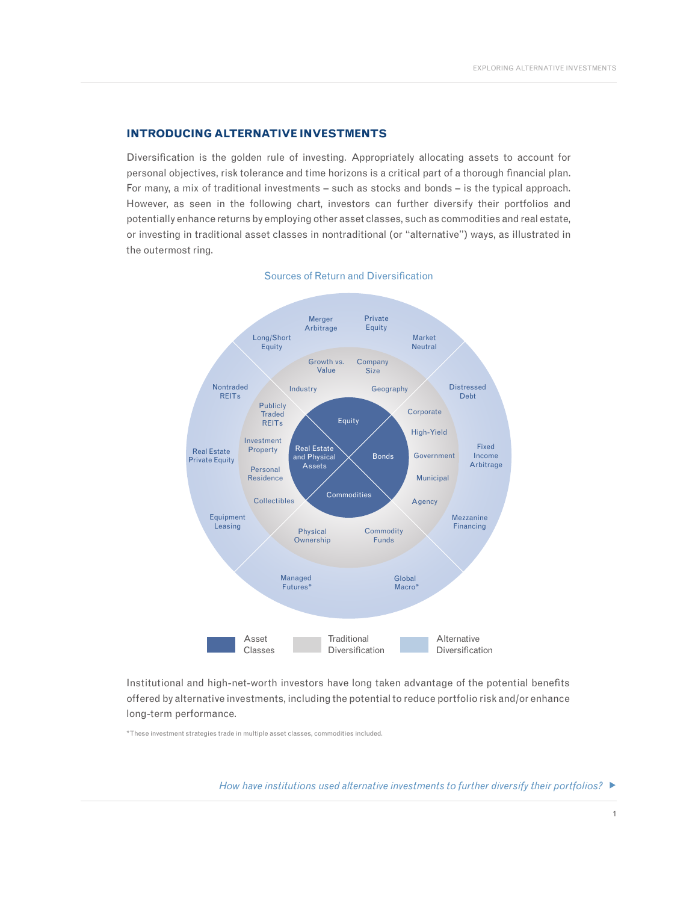## INTRODUCING ALTERNATIVE INVESTMENTS

Diversification is the golden rule of investing. Appropriately allocating assets to account for personal objectives, risk tolerance and time horizons is a critical part of a thorough financial plan. For many, a mix of traditional investments – such as stocks and bonds – is the typical approach. However, as seen in the following chart, investors can further diversify their portfolios and potentially enhance returns by employing other asset classes, such as commodities and real estate, or investing in traditional asset classes in nontraditional (or "alternative") ways, as illustrated in the outermost ring.

Sources of Return and Diversification

| Asset Classes | Traditional Diversification | Alternative Diversification |
| --- | --- | --- |
| Equity | Growth vs. Value, Company Size, Industry, Geography | Long/Short Equity, Merger Arbitrage, Private Equity, Market Neutral |
| Bonds | Corporate, High-Yield, Government, Municipal, Agency | Distressed Debt, Fixed Income Arbitrage, Mezzanine Financing |
| Commodities | Physical Ownership, Commodity Funds | Managed Futures*, Global Macro* |
| Real Estate and Physical Assets | Publicly Traded REITs, Investment Property, Personal Residence, Collectibles | Nontraded REITs, Real Estate Private Equity, Equipment Leasing |

Institutional and high-net-worth investors have long taken advantage of the potential benefits offered by alternative investments, including the potential to reduce portfolio risk and/or enhance long-term performance.

*These investment strategies trade in multiple asset classes, commodities included.

*How have institutions used alternative investments to further diversify their portfolios?* ▶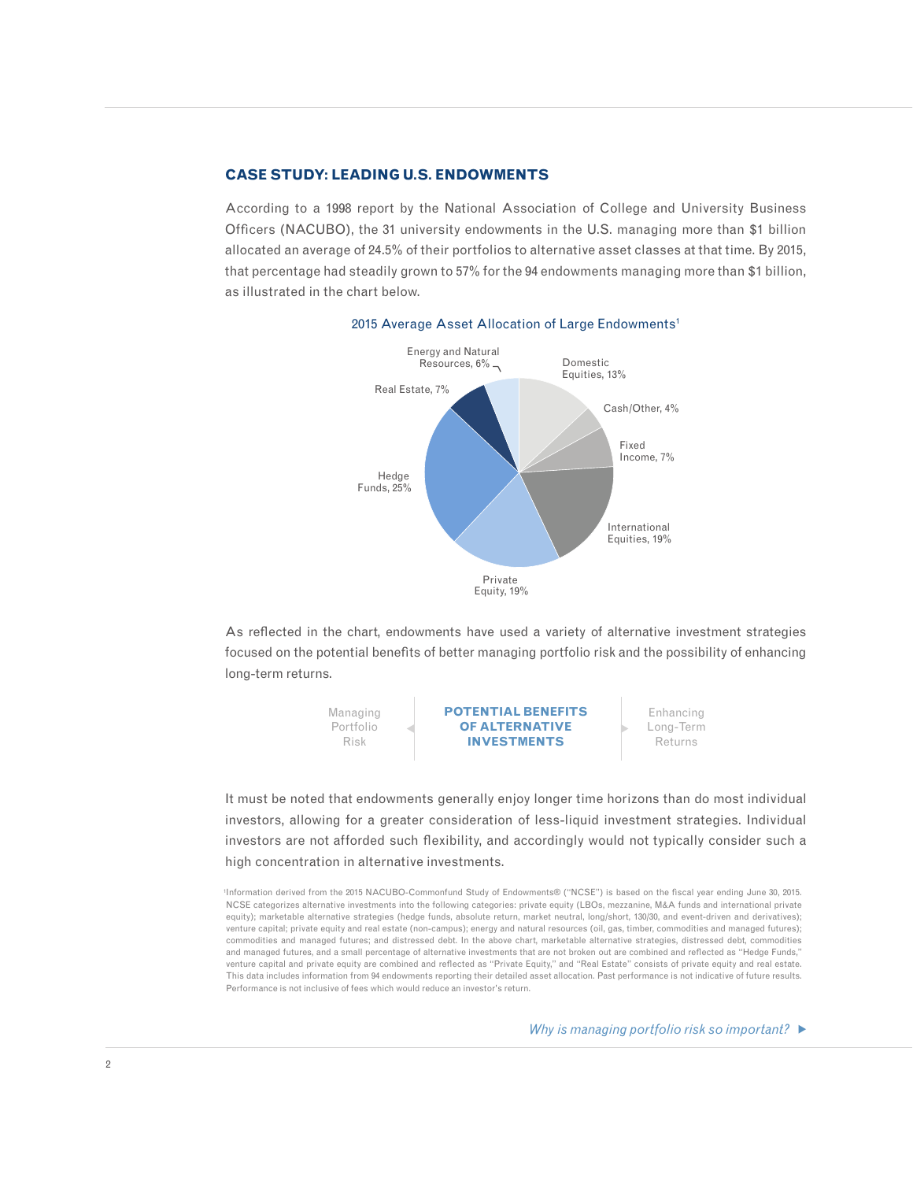## CASE STUDY: LEADING U.S. ENDOWMENTS

According to a 1998 report by the National Association of College and University Business Officers (NACUBO), the 31 university endowments in the U.S. managing more than $1 billion allocated an average of 24.5% of their portfolios to alternative asset classes at that time. By 2015, that percentage had steadily grown to 57% for the 94 endowments managing more than $1 billion, as illustrated in the chart below.

2015 Average Asset Allocation of Large Endowments[1]

| Asset Class | Allocation |
|---|---|
| Domestic Equities | 13% |
| Cash/Other | 4% |
| Fixed Income | 7% |
| International Equities | 19% |
| Private Equity | 19% |
| Hedge Funds | 25% |
| Real Estate | 7% |
| Energy and Natural Resources | 6% |

As reflected in the chart, endowments have used a variety of alternative investment strategies focused on the potential benefits of better managing portfolio risk and the possibility of enhancing long-term returns.

Managing Portfolio Risk ◂ **POTENTIAL BENEFITS OF ALTERNATIVE INVESTMENTS** ▸ Enhancing Long-Term Returns

It must be noted that endowments generally enjoy longer time horizons than do most individual investors, allowing for a greater consideration of less-liquid investment strategies. Individual investors are not afforded such flexibility, and accordingly would not typically consider such a high concentration in alternative investments.

[1]Information derived from the 2015 NACUBO-Commonfund Study of Endowments® ("NCSE") is based on the fiscal year ending June 30, 2015. NCSE categorizes alternative investments into the following categories: private equity (LBOs, mezzanine, M&A funds and international private equity); marketable alternative strategies (hedge funds, absolute return, market neutral, long/short, 130/30, and event-driven and derivatives); venture capital; private equity and real estate (non-campus); energy and natural resources (oil, gas, timber, commodities and managed futures); commodities and managed futures; and distressed debt. In the above chart, marketable alternative strategies, distressed debt, commodities and managed futures, and a small percentage of alternative investments that are not broken out are combined and reflected as "Hedge Funds," venture capital and private equity are combined and reflected as "Private Equity," and "Real Estate" consists of private equity and real estate. This data includes information from 94 endowments reporting their detailed asset allocation. Past performance is not indicative of future results. Performance is not inclusive of fees which would reduce an investor's return.

*Why is managing portfolio risk so important?* ▶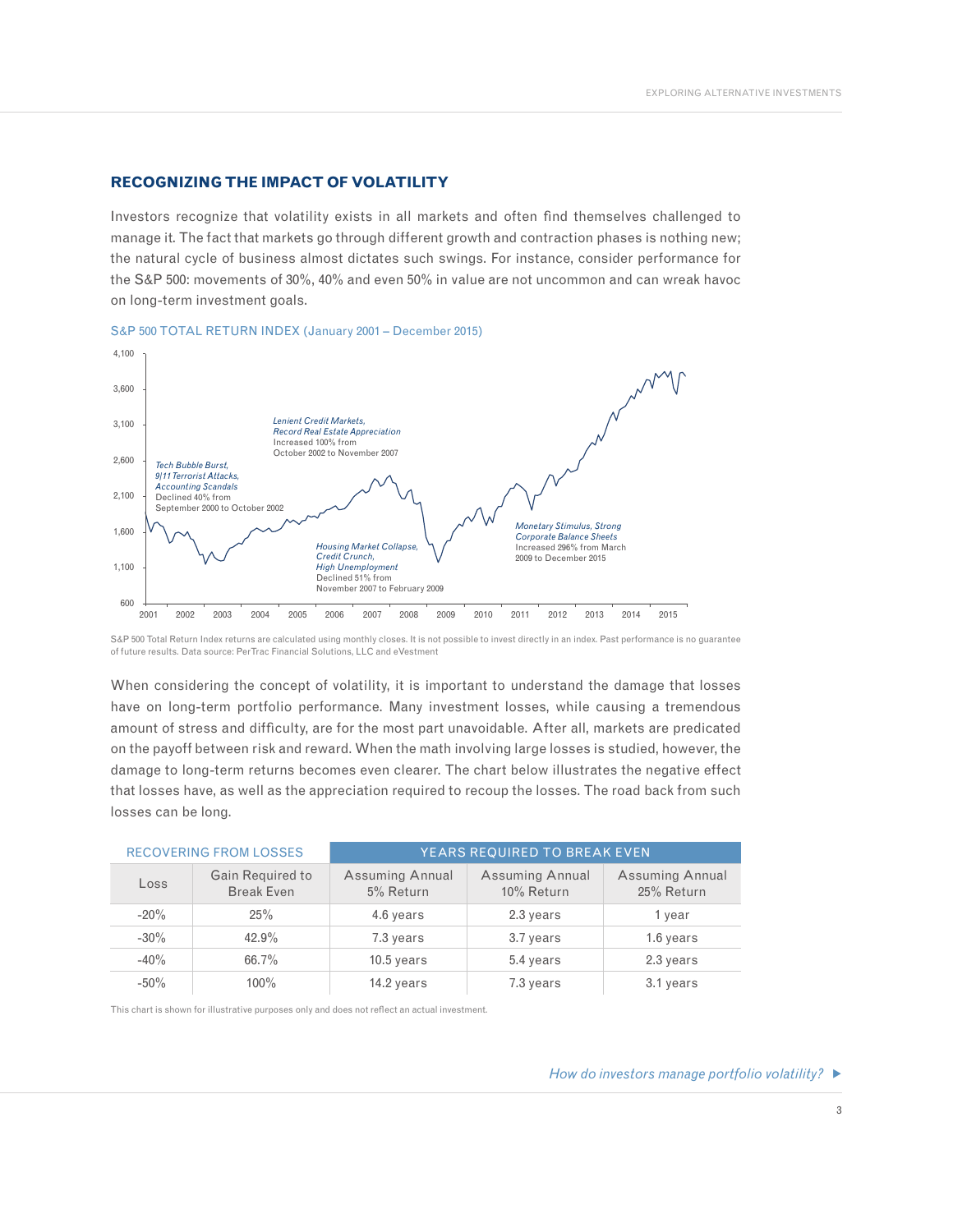## RECOGNIZING THE IMPACT OF VOLATILITY

Investors recognize that volatility exists in all markets and often find themselves challenged to manage it. The fact that markets go through different growth and contraction phases is nothing new; the natural cycle of business almost dictates such swings. For instance, consider performance for the S&P 500: movements of 30%, 40% and even 50% in value are not uncommon and can wreak havoc on long-term investment goals.

S&P 500 TOTAL RETURN INDEX (January 2001 – December 2015)

*Tech Bubble Burst, 9/11 Terrorist Attacks, Accounting Scandals*
Declined 40% from September 2000 to October 2002

*Lenient Credit Markets, Record Real Estate Appreciation*
Increased 100% from October 2002 to November 2007

*Housing Market Collapse, Credit Crunch, High Unemployment*
Declined 51% from November 2007 to February 2009

*Monetary Stimulus, Strong Corporate Balance Sheets*
Increased 296% from March 2009 to December 2015

S&P 500 Total Return Index returns are calculated using monthly closes. It is not possible to invest directly in an index. Past performance is no guarantee of future results. Data source: PerTrac Financial Solutions, LLC and eVestment

When considering the concept of volatility, it is important to understand the damage that losses have on long-term portfolio performance. Many investment losses, while causing a tremendous amount of stress and difficulty, are for the most part unavoidable. After all, markets are predicated on the payoff between risk and reward. When the math involving large losses is studied, however, the damage to long-term returns becomes even clearer. The chart below illustrates the negative effect that losses have, as well as the appreciation required to recoup the losses. The road back from such losses can be long.

| RECOVERING FROM LOSSES | | YEARS REQUIRED TO BREAK EVEN | | |
|---|---|---|---|---|
| Loss | Gain Required to Break Even | Assuming Annual 5% Return | Assuming Annual 10% Return | Assuming Annual 25% Return |
| -20% | 25% | 4.6 years | 2.3 years | 1 year |
| -30% | 42.9% | 7.3 years | 3.7 years | 1.6 years |
| -40% | 66.7% | 10.5 years | 5.4 years | 2.3 years |
| -50% | 100% | 14.2 years | 7.3 years | 3.1 years |

This chart is shown for illustrative purposes only and does not reflect an actual investment.

*How do investors manage portfolio volatility?* ▶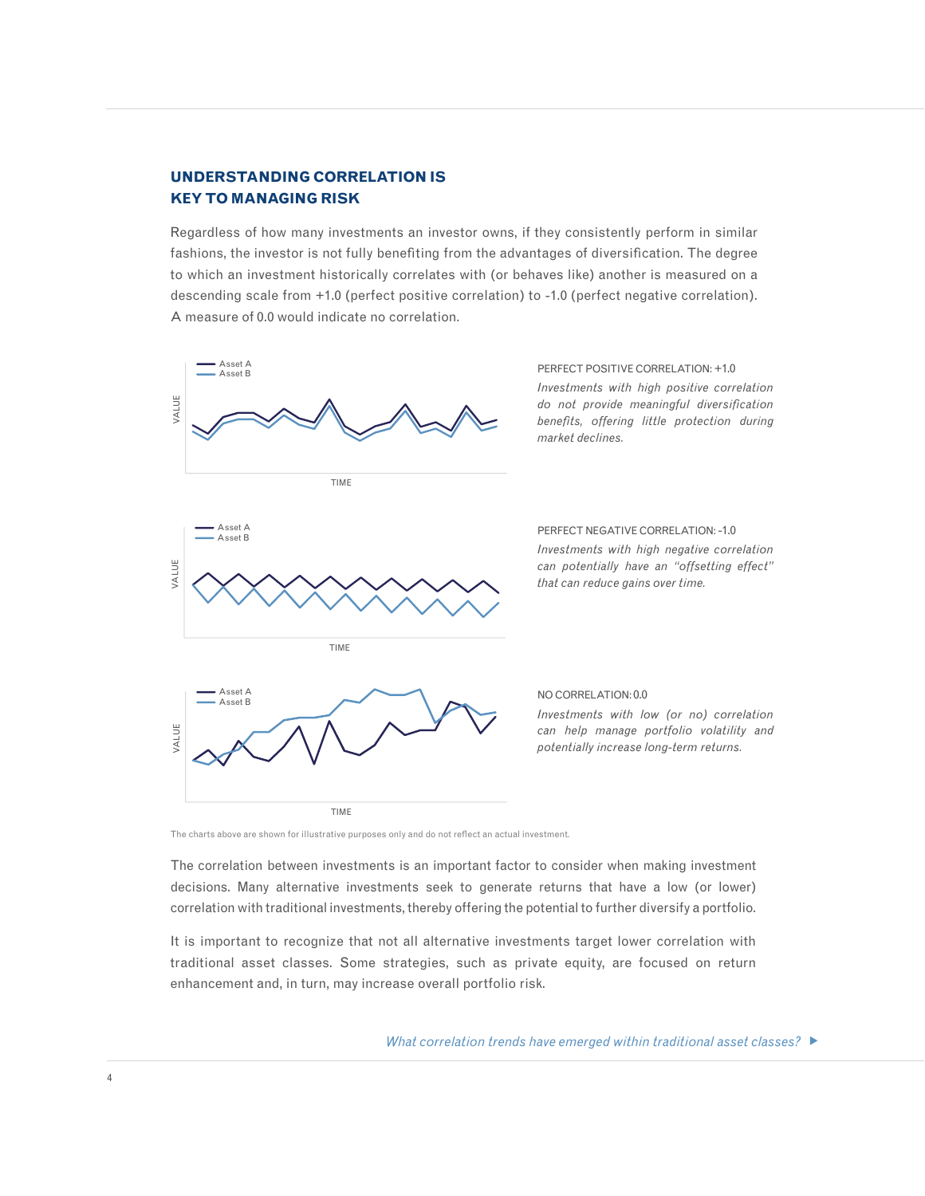## UNDERSTANDING CORRELATION IS KEY TO MANAGING RISK

Regardless of how many investments an investor owns, if they consistently perform in similar fashions, the investor is not fully benefiting from the advantages of diversification. The degree to which an investment historically correlates with (or behaves like) another is measured on a descending scale from +1.0 (perfect positive correlation) to -1.0 (perfect negative correlation). A measure of 0.0 would indicate no correlation.

PERFECT POSITIVE CORRELATION: +1.0

*Investments with high positive correlation do not provide meaningful diversification benefits, offering little protection during market declines.*

PERFECT NEGATIVE CORRELATION: -1.0

*Investments with high negative correlation can potentially have an "offsetting effect" that can reduce gains over time.*

NO CORRELATION: 0.0

*Investments with low (or no) correlation can help manage portfolio volatility and potentially increase long-term returns.*

The charts above are shown for illustrative purposes only and do not reflect an actual investment.

The correlation between investments is an important factor to consider when making investment decisions. Many alternative investments seek to generate returns that have a low (or lower) correlation with traditional investments, thereby offering the potential to further diversify a portfolio.

It is important to recognize that not all alternative investments target lower correlation with traditional asset classes. Some strategies, such as private equity, are focused on return enhancement and, in turn, may increase overall portfolio risk.

*What correlation trends have emerged within traditional asset classes?* ▶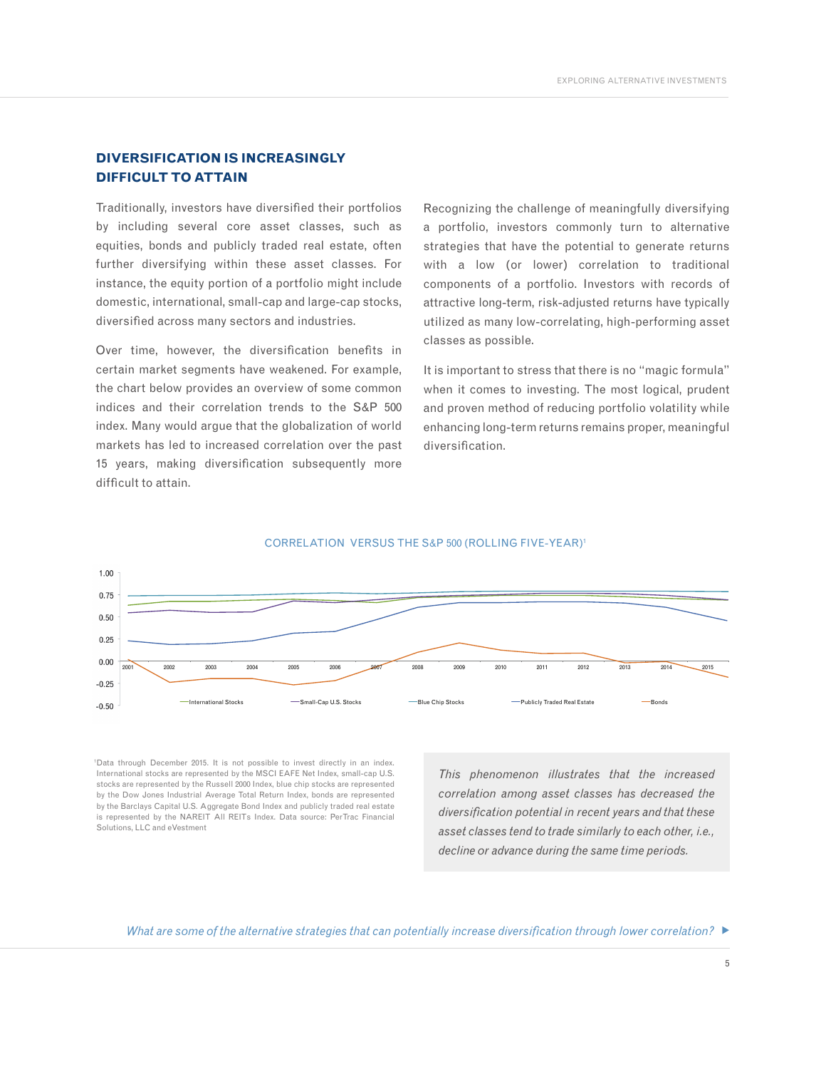## DIVERSIFICATION IS INCREASINGLY DIFFICULT TO ATTAIN

Traditionally, investors have diversified their portfolios by including several core asset classes, such as equities, bonds and publicly traded real estate, often further diversifying within these asset classes. For instance, the equity portion of a portfolio might include domestic, international, small-cap and large-cap stocks, diversified across many sectors and industries.

Over time, however, the diversification benefits in certain market segments have weakened. For example, the chart below provides an overview of some common indices and their correlation trends to the S&P 500 index. Many would argue that the globalization of world markets has led to increased correlation over the past 15 years, making diversification subsequently more difficult to attain.

Recognizing the challenge of meaningfully diversifying a portfolio, investors commonly turn to alternative strategies that have the potential to generate returns with a low (or lower) correlation to traditional components of a portfolio. Investors with records of attractive long-term, risk-adjusted returns have typically utilized as many low-correlating, high-performing asset classes as possible.

It is important to stress that there is no "magic formula" when it comes to investing. The most logical, prudent and proven method of reducing portfolio volatility while enhancing long-term returns remains proper, meaningful diversification.

CORRELATION VERSUS THE S&P 500 (ROLLING FIVE-YEAR)[1]

[1]Data through December 2015. It is not possible to invest directly in an index. International stocks are represented by the MSCI EAFE Net Index, small-cap U.S. stocks are represented by the Russell 2000 Index, blue chip stocks are represented by the Dow Jones Industrial Average Total Return Index, bonds are represented by the Barclays Capital U.S. Aggregate Bond Index and publicly traded real estate is represented by the NAREIT All REITs Index. Data source: PerTrac Financial Solutions, LLC and eVestment

*This phenomenon illustrates that the increased correlation among asset classes has decreased the diversification potential in recent years and that these asset classes tend to trade similarly to each other, i.e., decline or advance during the same time periods.*

*What are some of the alternative strategies that can potentially increase diversification through lower correlation?* ▶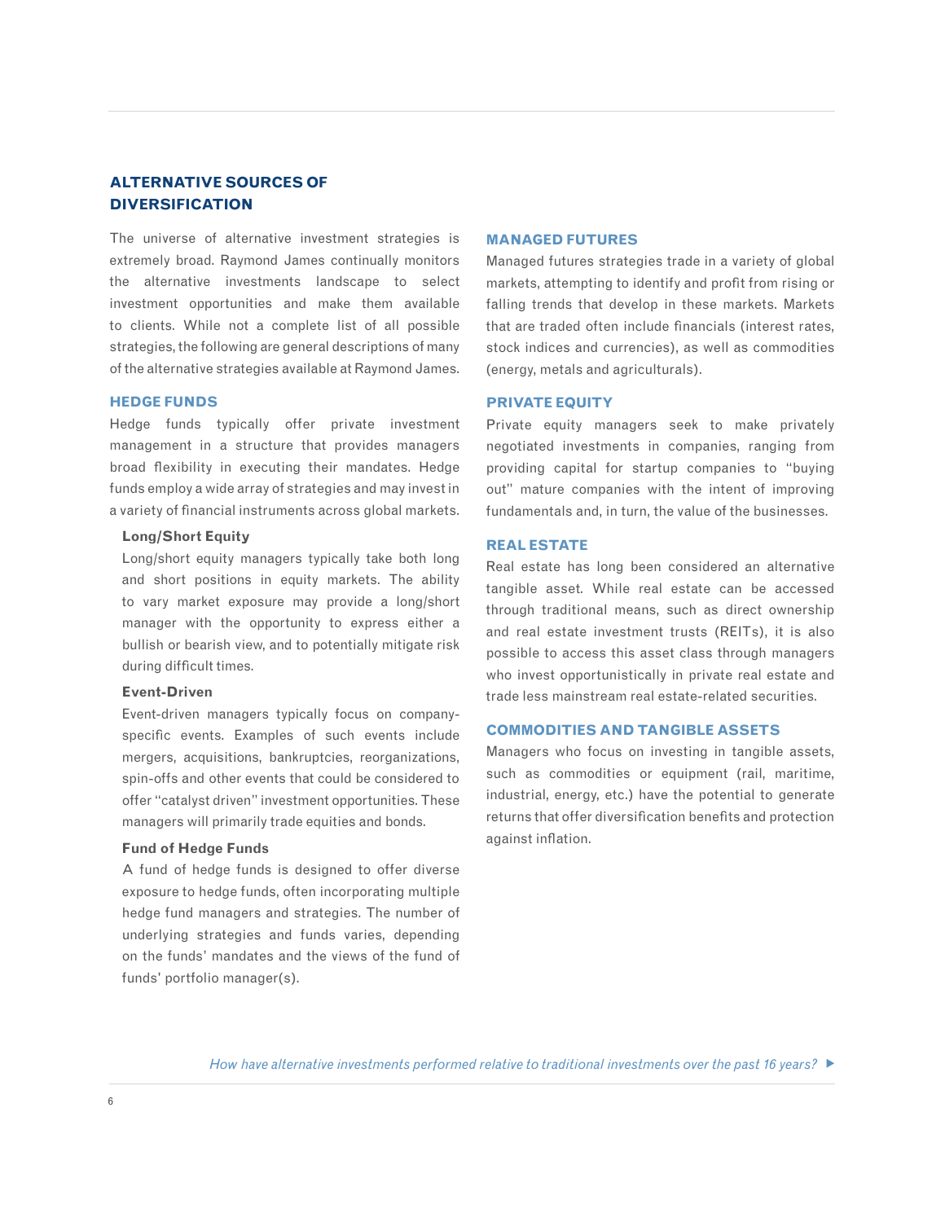## ALTERNATIVE SOURCES OF DIVERSIFICATION

The universe of alternative investment strategies is extremely broad. Raymond James continually monitors the alternative investments landscape to select investment opportunities and make them available to clients. While not a complete list of all possible strategies, the following are general descriptions of many of the alternative strategies available at Raymond James.

### HEDGE FUNDS

Hedge funds typically offer private investment management in a structure that provides managers broad flexibility in executing their mandates. Hedge funds employ a wide array of strategies and may invest in a variety of financial instruments across global markets.

#### Long/Short Equity

Long/short equity managers typically take both long and short positions in equity markets. The ability to vary market exposure may provide a long/short manager with the opportunity to express either a bullish or bearish view, and to potentially mitigate risk during difficult times.

#### Event-Driven

Event-driven managers typically focus on company-specific events. Examples of such events include mergers, acquisitions, bankruptcies, reorganizations, spin-offs and other events that could be considered to offer "catalyst driven" investment opportunities. These managers will primarily trade equities and bonds.

#### Fund of Hedge Funds

A fund of hedge funds is designed to offer diverse exposure to hedge funds, often incorporating multiple hedge fund managers and strategies. The number of underlying strategies and funds varies, depending on the funds' mandates and the views of the fund of funds' portfolio manager(s).

### MANAGED FUTURES

Managed futures strategies trade in a variety of global markets, attempting to identify and profit from rising or falling trends that develop in these markets. Markets that are traded often include financials (interest rates, stock indices and currencies), as well as commodities (energy, metals and agriculturals).

### PRIVATE EQUITY

Private equity managers seek to make privately negotiated investments in companies, ranging from providing capital for startup companies to "buying out" mature companies with the intent of improving fundamentals and, in turn, the value of the businesses.

### REAL ESTATE

Real estate has long been considered an alternative tangible asset. While real estate can be accessed through traditional means, such as direct ownership and real estate investment trusts (REITs), it is also possible to access this asset class through managers who invest opportunistically in private real estate and trade less mainstream real estate-related securities.

### COMMODITIES AND TANGIBLE ASSETS

Managers who focus on investing in tangible assets, such as commodities or equipment (rail, maritime, industrial, energy, etc.) have the potential to generate returns that offer diversification benefits and protection against inflation.

*How have alternative investments performed relative to traditional investments over the past 16 years?* ▶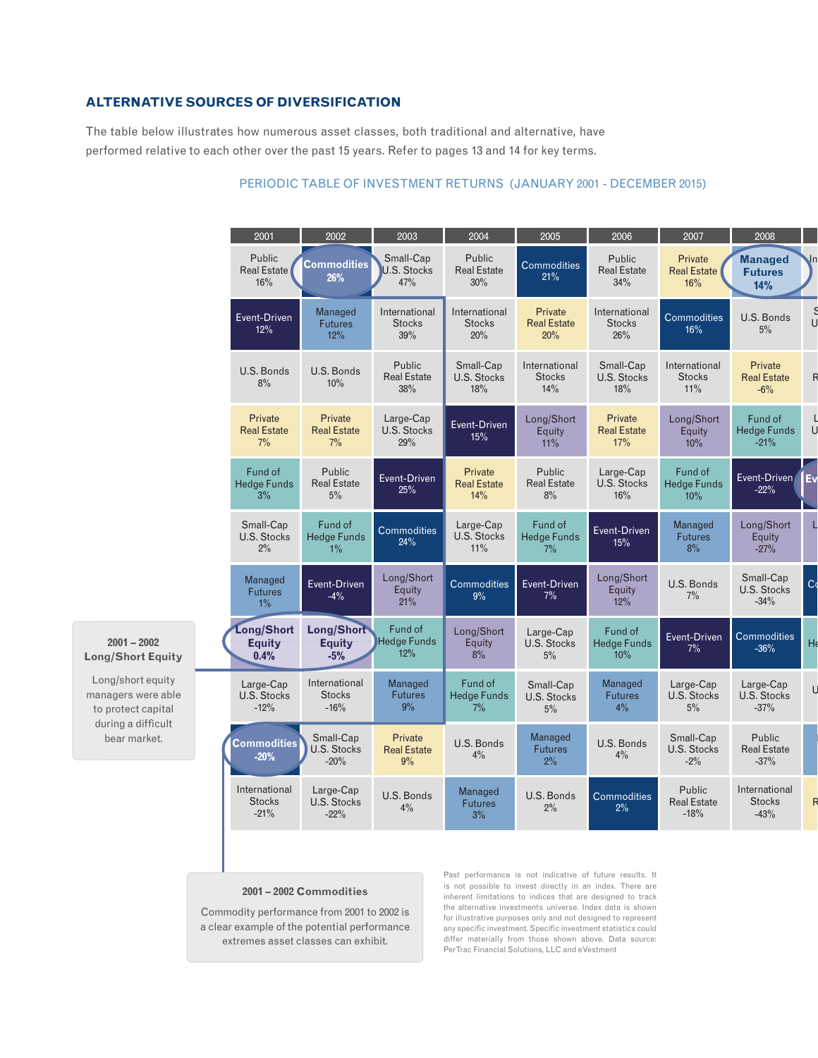## ALTERNATIVE SOURCES OF DIVERSIFICATION

The table below illustrates how numerous asset classes, both traditional and alternative, have performed relative to each other over the past 15 years. Refer to pages 13 and 14 for key terms.

PERIODIC TABLE OF INVESTMENT RETURNS (JANUARY 2001 - DECEMBER 2015)

| 2001 | 2002 | 2003 | 2004 | 2005 | 2006 | 2007 | 2008 |
|---|---|---|---|---|---|---|---|
| Public Real Estate 16% | Commodities 26% | Small-Cap U.S. Stocks 47% | Public Real Estate 30% | Commodities 21% | Public Real Estate 34% | Private Real Estate 16% | Managed Futures 14% |
| Event-Driven 12% | Managed Futures 12% | International Stocks 39% | International Stocks 20% | Private Real Estate 20% | International Stocks 26% | Commodities 16% | U.S. Bonds 5% |
| U.S. Bonds 8% | U.S. Bonds 10% | Public Real Estate 38% | Small-Cap U.S. Stocks 18% | International Stocks 14% | Small-Cap U.S. Stocks 18% | International Stocks 11% | Private Real Estate -6% |
| Private Real Estate 7% | Private Real Estate 7% | Large-Cap U.S. Stocks 29% | Event-Driven 15% | Long/Short Equity 11% | Private Real Estate 17% | Long/Short Equity 10% | Fund of Hedge Funds -21% |
| Fund of Hedge Funds 3% | Public Real Estate 5% | Event-Driven 25% | Private Real Estate 14% | Public Real Estate 8% | Large-Cap U.S. Stocks 16% | Fund of Hedge Funds 10% | Event-Driven -22% |
| Small-Cap U.S. Stocks 2% | Fund of Hedge Funds 1% | Commodities 24% | Large-Cap U.S. Stocks 11% | Fund of Hedge Funds 7% | Event-Driven 15% | Managed Futures 8% | Long/Short Equity -27% |
| Managed Futures 1% | Event-Driven -4% | Long/Short Equity 21% | Commodities 9% | Event-Driven 7% | Long/Short Equity 12% | U.S. Bonds 7% | Small-Cap U.S. Stocks -34% |
| Long/Short Equity 0.4% | Long/Short Equity -5% | Fund of Hedge Funds 12% | Long/Short Equity 8% | Large-Cap U.S. Stocks 5% | Fund of Hedge Funds 10% | Event-Driven 7% | Commodities -36% |
| Large-Cap U.S. Stocks -12% | International Stocks -16% | Managed Futures 9% | Fund of Hedge Funds 7% | Small-Cap U.S. Stocks 5% | Managed Futures 4% | Large-Cap U.S. Stocks 5% | Large-Cap U.S. Stocks -37% |
| Commodities -20% | Small-Cap U.S. Stocks -20% | Private Real Estate 9% | U.S. Bonds 4% | Managed Futures 2% | U.S. Bonds 4% | Small-Cap U.S. Stocks -2% | Public Real Estate -37% |
| International Stocks -21% | Large-Cap U.S. Stocks -22% | U.S. Bonds 4% | Managed Futures 3% | U.S. Bonds 2% | Commodities 2% | Public Real Estate -18% | International Stocks -43% |

**2001 – 2002 Long/Short Equity**

Long/short equity managers were able to protect capital during a difficult bear market.

**2001 – 2002 Commodities**

Commodity performance from 2001 to 2002 is a clear example of the potential performance extremes asset classes can exhibit.

Past performance is not indicative of future results. It is not possible to invest directly in an index. There are inherent limitations to indices that are designed to track the alternative investments universe. Index data is shown for illustrative purposes only and not designed to represent any specific investment. Specific investment statistics could differ materially from those shown above. Data source: PerTrac Financial Solutions, LLC and eVestment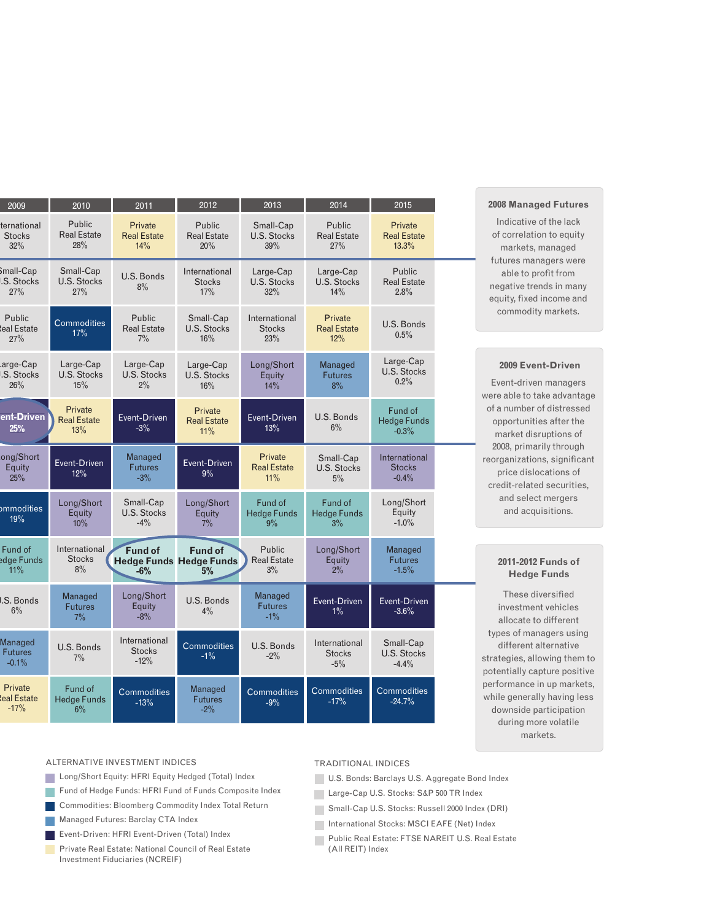| 2009 | 2010 | 2011 | 2012 | 2013 | 2014 | 2015 |
|---|---|---|---|---|---|---|
| International Stocks 32% | Public Real Estate 28% | Private Real Estate 14% | Public Real Estate 20% | Small-Cap U.S. Stocks 39% | Public Real Estate 27% | Private Real Estate 13.3% |
| Small-Cap U.S. Stocks 27% | Small-Cap U.S. Stocks 27% | U.S. Bonds 8% | International Stocks 17% | Large-Cap U.S. Stocks 32% | Large-Cap U.S. Stocks 14% | Public Real Estate 2.8% |
| Public Real Estate 27% | Commodities 17% | Public Real Estate 7% | Small-Cap U.S. Stocks 16% | International Stocks 23% | Private Real Estate 12% | U.S. Bonds 0.5% |
| Large-Cap U.S. Stocks 26% | Large-Cap U.S. Stocks 15% | Large-Cap U.S. Stocks 2% | Large-Cap U.S. Stocks 16% | Long/Short Equity 14% | Managed Futures 8% | Large-Cap U.S. Stocks 0.2% |
| **Event-Driven 25%** | Private Real Estate 13% | Event-Driven -3% | Private Real Estate 11% | Event-Driven 13% | U.S. Bonds 6% | Fund of Hedge Funds -0.3% |
| Long/Short Equity 25% | Event-Driven 12% | Managed Futures -3% | Event-Driven 9% | Private Real Estate 11% | Small-Cap U.S. Stocks 5% | International Stocks -0.4% |
| Commodities 19% | Long/Short Equity 10% | Small-Cap U.S. Stocks -4% | Long/Short Equity 7% | Fund of Hedge Funds 9% | Fund of Hedge Funds 3% | Long/Short Equity -1.0% |
| Fund of Hedge Funds 11% | International Stocks 8% | **Fund of Hedge Funds -6%** | **Fund of Hedge Funds 5%** | Public Real Estate 3% | Long/Short Equity 2% | Managed Futures -1.5% |
| U.S. Bonds 6% | Managed Futures 7% | Long/Short Equity -8% | U.S. Bonds 4% | Managed Futures -1% | Event-Driven 1% | Event-Driven -3.6% |
| Managed Futures -0.1% | U.S. Bonds 7% | International Stocks -12% | Commodities -1% | U.S. Bonds -2% | International Stocks -5% | Small-Cap U.S. Stocks -4.4% |
| Private Real Estate -17% | Fund of Hedge Funds 6% | Commodities -13% | Managed Futures -2% | Commodities -9% | Commodities -17% | Commodities -24.7% |

**2008 Managed Futures**

Indicative of the lack of correlation to equity markets, managed futures managers were able to profit from negative trends in many equity, fixed income and commodity markets.

**2009 Event-Driven**

Event-driven managers were able to take advantage of a number of distressed opportunities after the market disruptions of 2008, primarily through reorganizations, significant price dislocations of credit-related securities, and select mergers and acquisitions.

**2011-2012 Funds of Hedge Funds**

These diversified investment vehicles allocate to different types of managers using different alternative strategies, allowing them to potentially capture positive performance in up markets, while generally having less downside participation during more volatile markets.

ALTERNATIVE INVESTMENT INDICES

- Long/Short Equity: HFRI Equity Hedged (Total) Index
- Fund of Hedge Funds: HFRI Fund of Funds Composite Index
- Commodities: Bloomberg Commodity Index Total Return
- Managed Futures: Barclay CTA Index
- Event-Driven: HFRI Event-Driven (Total) Index
- Private Real Estate: National Council of Real Estate Investment Fiduciaries (NCREIF)

TRADITIONAL INDICES

- U.S. Bonds: Barclays U.S. Aggregate Bond Index
- Large-Cap U.S. Stocks: S&P 500 TR Index
- Small-Cap U.S. Stocks: Russell 2000 Index (DRI)
- International Stocks: MSCI EAFE (Net) Index
- Public Real Estate: FTSE NAREIT U.S. Real Estate (All REIT) Index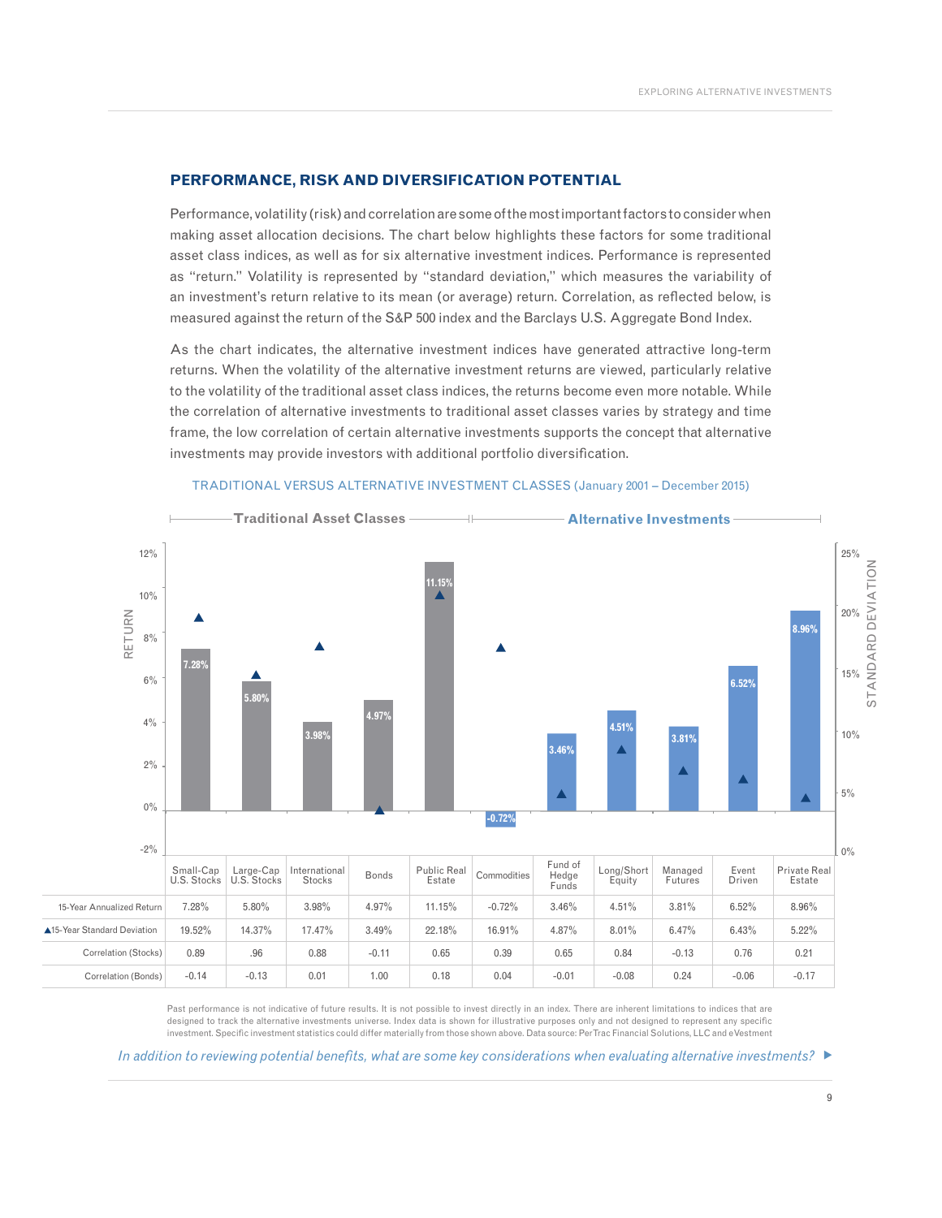## PERFORMANCE, RISK AND DIVERSIFICATION POTENTIAL

Performance, volatility (risk) and correlation are some of the most important factors to consider when making asset allocation decisions. The chart below highlights these factors for some traditional asset class indices, as well as for six alternative investment indices. Performance is represented as "return." Volatility is represented by "standard deviation," which measures the variability of an investment's return relative to its mean (or average) return. Correlation, as reflected below, is measured against the return of the S&P 500 index and the Barclays U.S. Aggregate Bond Index.

As the chart indicates, the alternative investment indices have generated attractive long-term returns. When the volatility of the alternative investment returns are viewed, particularly relative to the volatility of the traditional asset class indices, the returns become even more notable. While the correlation of alternative investments to traditional asset classes varies by strategy and time frame, the low correlation of certain alternative investments supports the concept that alternative investments may provide investors with additional portfolio diversification.

TRADITIONAL VERSUS ALTERNATIVE INVESTMENT CLASSES (January 2001 – December 2015)

| | Traditional Asset Classes | | | | | | Alternative Investments | | | | |
|---|---|---|---|---|---|---|---|---|---|---|---|
| | Small-Cap U.S. Stocks | Large-Cap U.S. Stocks | International Stocks | Bonds | Public Real Estate | Commodities | Fund of Hedge Funds | Long/Short Equity | Managed Futures | Event Driven | Private Real Estate |
| 15-Year Annualized Return | 7.28% | 5.80% | 3.98% | 4.97% | 11.15% | -0.72% | 3.46% | 4.51% | 3.81% | 6.52% | 8.96% |
| ▲15-Year Standard Deviation | 19.52% | 14.37% | 17.47% | 3.49% | 22.18% | 16.91% | 4.87% | 8.01% | 6.47% | 6.43% | 5.22% |
| Correlation (Stocks) | 0.89 | .96 | 0.88 | -0.11 | 0.65 | 0.39 | 0.65 | 0.84 | -0.13 | 0.76 | 0.21 |
| Correlation (Bonds) | -0.14 | -0.13 | 0.01 | 1.00 | 0.18 | 0.04 | -0.01 | -0.08 | 0.24 | -0.06 | -0.17 |

Past performance is not indicative of future results. It is not possible to invest directly in an index. There are inherent limitations to indices that are designed to track the alternative investments universe. Index data is shown for illustrative purposes only and not designed to represent any specific investment. Specific investment statistics could differ materially from those shown above. Data source: PerTrac Financial Solutions, LLC and eVestment

*In addition to reviewing potential benefits, what are some key considerations when evaluating alternative investments?* ▶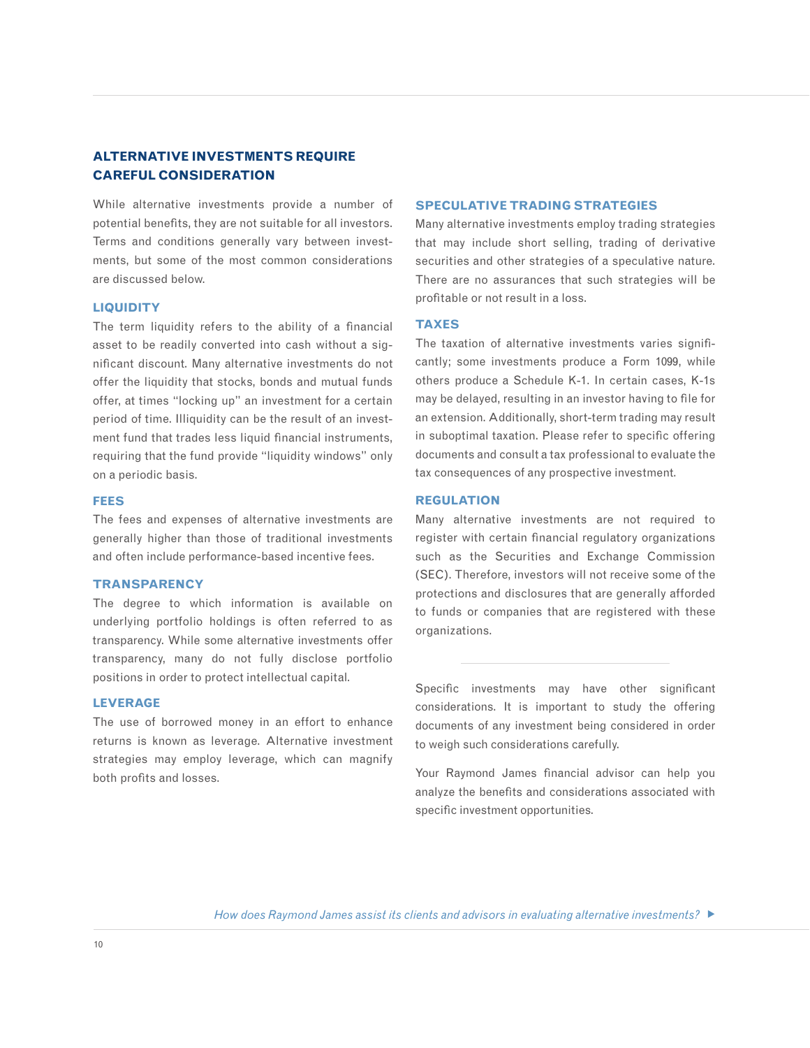## ALTERNATIVE INVESTMENTS REQUIRE CAREFUL CONSIDERATION

While alternative investments provide a number of potential benefits, they are not suitable for all investors. Terms and conditions generally vary between investments, but some of the most common considerations are discussed below.

### LIQUIDITY

The term liquidity refers to the ability of a financial asset to be readily converted into cash without a significant discount. Many alternative investments do not offer the liquidity that stocks, bonds and mutual funds offer, at times "locking up" an investment for a certain period of time. Illiquidity can be the result of an investment fund that trades less liquid financial instruments, requiring that the fund provide "liquidity windows" only on a periodic basis.

### FEES

The fees and expenses of alternative investments are generally higher than those of traditional investments and often include performance-based incentive fees.

### TRANSPARENCY

The degree to which information is available on underlying portfolio holdings is often referred to as transparency. While some alternative investments offer transparency, many do not fully disclose portfolio positions in order to protect intellectual capital.

### LEVERAGE

The use of borrowed money in an effort to enhance returns is known as leverage. Alternative investment strategies may employ leverage, which can magnify both profits and losses.

### SPECULATIVE TRADING STRATEGIES

Many alternative investments employ trading strategies that may include short selling, trading of derivative securities and other strategies of a speculative nature. There are no assurances that such strategies will be profitable or not result in a loss.

### TAXES

The taxation of alternative investments varies significantly; some investments produce a Form 1099, while others produce a Schedule K-1. In certain cases, K-1s may be delayed, resulting in an investor having to file for an extension. Additionally, short-term trading may result in suboptimal taxation. Please refer to specific offering documents and consult a tax professional to evaluate the tax consequences of any prospective investment.

### REGULATION

Many alternative investments are not required to register with certain financial regulatory organizations such as the Securities and Exchange Commission (SEC). Therefore, investors will not receive some of the protections and disclosures that are generally afforded to funds or companies that are registered with these organizations.

---

Specific investments may have other significant considerations. It is important to study the offering documents of any investment being considered in order to weigh such considerations carefully.

Your Raymond James financial advisor can help you analyze the benefits and considerations associated with specific investment opportunities.

*How does Raymond James assist its clients and advisors in evaluating alternative investments?* ▶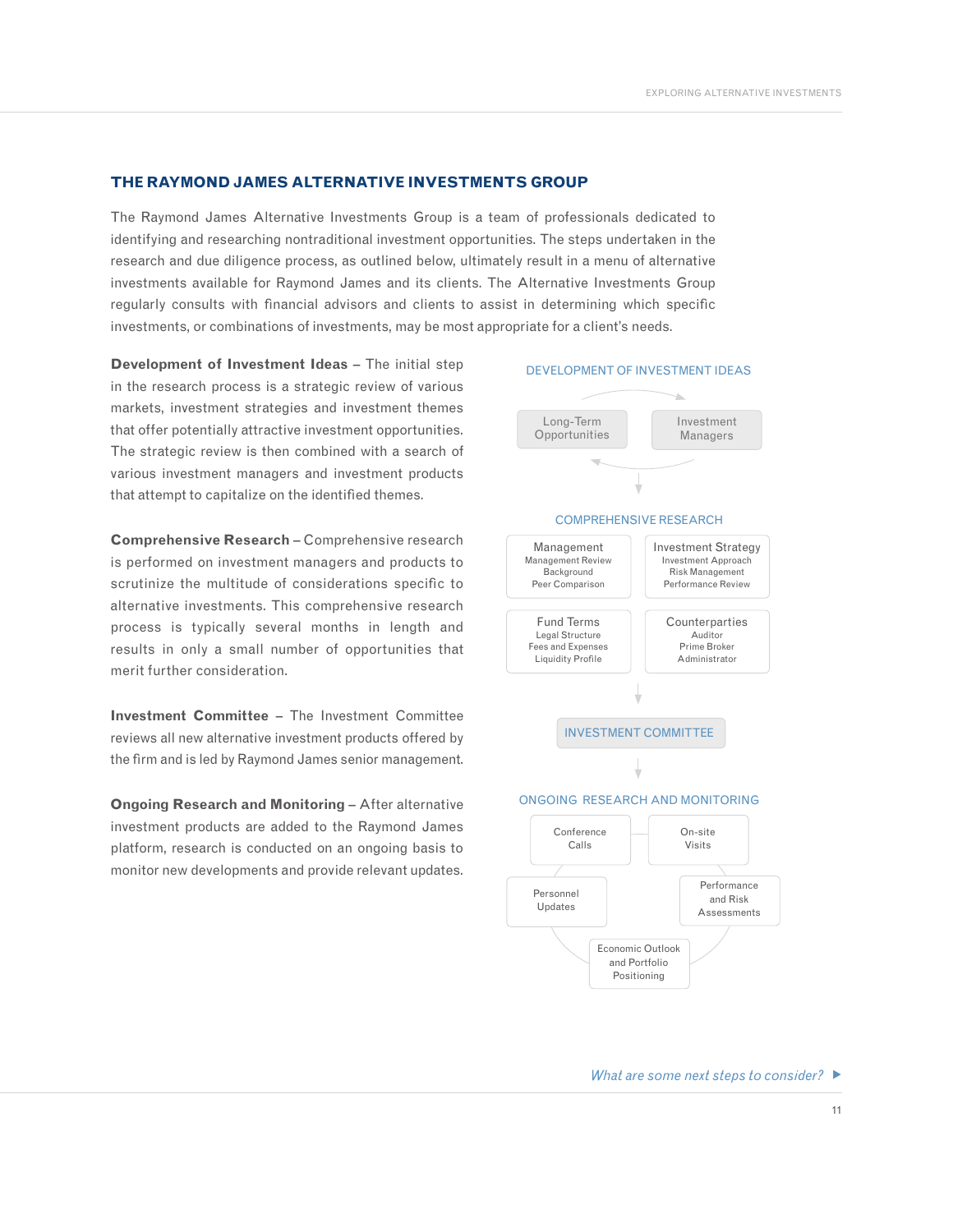## THE RAYMOND JAMES ALTERNATIVE INVESTMENTS GROUP

The Raymond James Alternative Investments Group is a team of professionals dedicated to identifying and researching nontraditional investment opportunities. The steps undertaken in the research and due diligence process, as outlined below, ultimately result in a menu of alternative investments available for Raymond James and its clients. The Alternative Investments Group regularly consults with financial advisors and clients to assist in determining which specific investments, or combinations of investments, may be most appropriate for a client's needs.

**Development of Investment Ideas** – The initial step in the research process is a strategic review of various markets, investment strategies and investment themes that offer potentially attractive investment opportunities. The strategic review is then combined with a search of various investment managers and investment products that attempt to capitalize on the identified themes.

**Comprehensive Research** – Comprehensive research is performed on investment managers and products to scrutinize the multitude of considerations specific to alternative investments. This comprehensive research process is typically several months in length and results in only a small number of opportunities that merit further consideration.

**Investment Committee** – The Investment Committee reviews all new alternative investment products offered by the firm and is led by Raymond James senior management.

**Ongoing Research and Monitoring** – After alternative investment products are added to the Raymond James platform, research is conducted on an ongoing basis to monitor new developments and provide relevant updates.

DEVELOPMENT OF INVESTMENT IDEAS

- Long-Term Opportunities
- Investment Managers

COMPREHENSIVE RESEARCH

- Management: Management Review, Background, Peer Comparison
- Investment Strategy: Investment Approach, Risk Management, Performance Review
- Fund Terms: Legal Structure, Fees and Expenses, Liquidity Profile
- Counterparties: Auditor, Prime Broker, Administrator

INVESTMENT COMMITTEE

ONGOING RESEARCH AND MONITORING

- Conference Calls
- On-site Visits
- Performance and Risk Assessments
- Economic Outlook and Portfolio Positioning
- Personnel Updates

*What are some next steps to consider?* ▶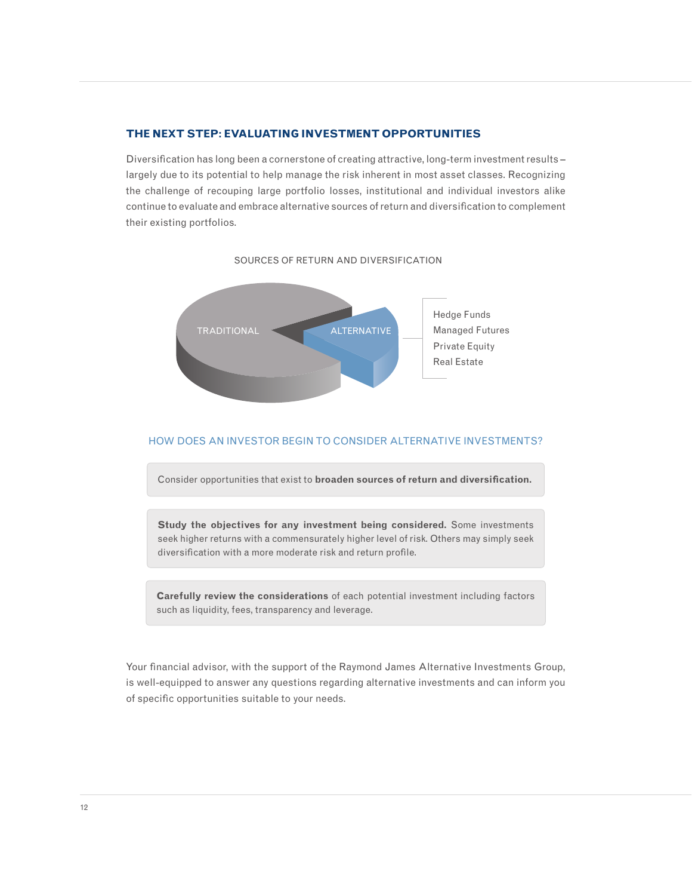## THE NEXT STEP: EVALUATING INVESTMENT OPPORTUNITIES

Diversification has long been a cornerstone of creating attractive, long-term investment results – largely due to its potential to help manage the risk inherent in most asset classes. Recognizing the challenge of recouping large portfolio losses, institutional and individual investors alike continue to evaluate and embrace alternative sources of return and diversification to complement their existing portfolios.

SOURCES OF RETURN AND DIVERSIFICATION

TRADITIONAL

ALTERNATIVE

- Hedge Funds
- Managed Futures
- Private Equity
- Real Estate

### HOW DOES AN INVESTOR BEGIN TO CONSIDER ALTERNATIVE INVESTMENTS?

Consider opportunities that exist to **broaden sources of return and diversification.**

**Study the objectives for any investment being considered.** Some investments seek higher returns with a commensurately higher level of risk. Others may simply seek diversification with a more moderate risk and return profile.

**Carefully review the considerations** of each potential investment including factors such as liquidity, fees, transparency and leverage.

Your financial advisor, with the support of the Raymond James Alternative Investments Group, is well-equipped to answer any questions regarding alternative investments and can inform you of specific opportunities suitable to your needs.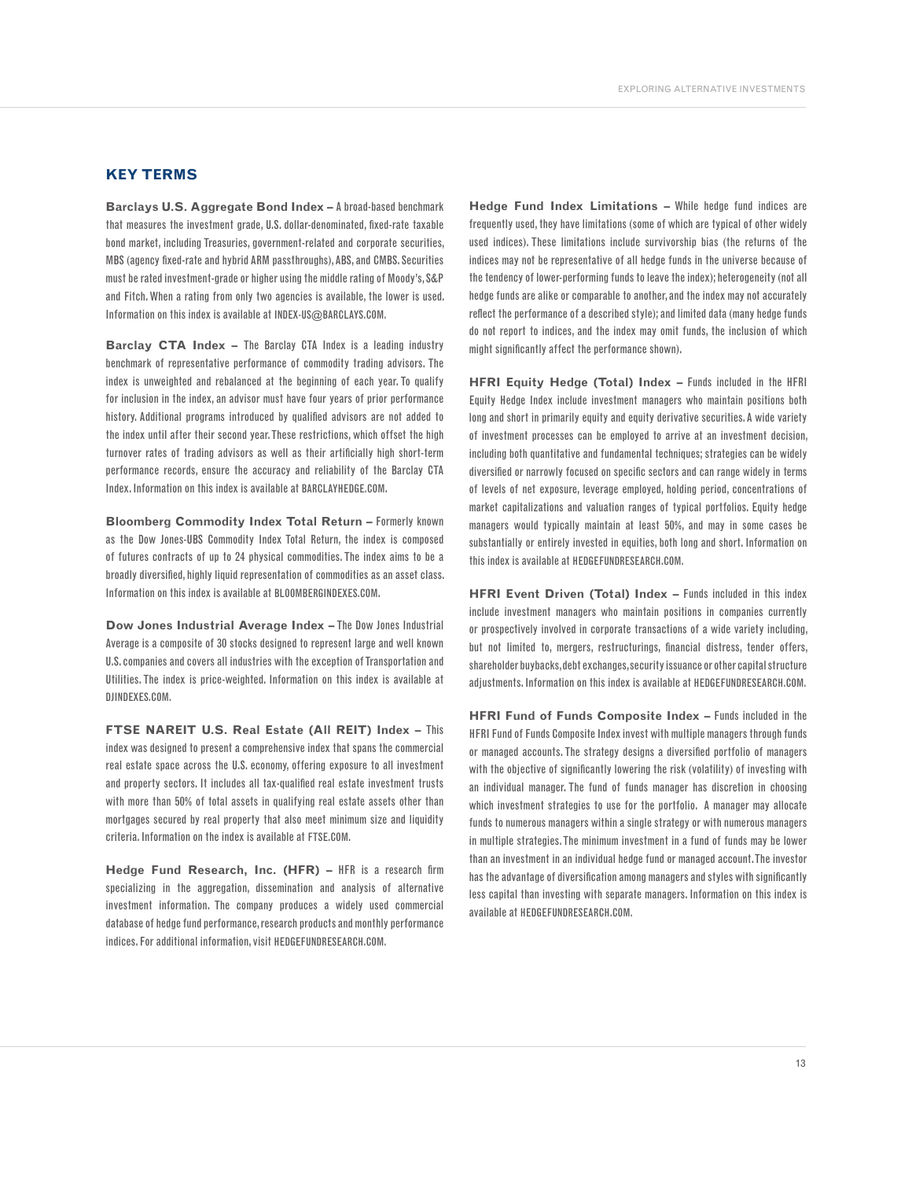## KEY TERMS

**Barclays U.S. Aggregate Bond Index –** A broad-based benchmark that measures the investment grade, U.S. dollar-denominated, fixed-rate taxable bond market, including Treasuries, government-related and corporate securities, MBS (agency fixed-rate and hybrid ARM passthroughs), ABS, and CMBS. Securities must be rated investment-grade or higher using the middle rating of Moody's, S&P and Fitch. When a rating from only two agencies is available, the lower is used. Information on this index is available at INDEX-US@BARCLAYS.COM.

**Barclay CTA Index –** The Barclay CTA Index is a leading industry benchmark of representative performance of commodity trading advisors. The index is unweighted and rebalanced at the beginning of each year. To qualify for inclusion in the index, an advisor must have four years of prior performance history. Additional programs introduced by qualified advisors are not added to the index until after their second year. These restrictions, which offset the high turnover rates of trading advisors as well as their artificially high short-term performance records, ensure the accuracy and reliability of the Barclay CTA Index. Information on this index is available at BARCLAYHEDGE.COM.

**Bloomberg Commodity Index Total Return –** Formerly known as the Dow Jones-UBS Commodity Index Total Return, the index is composed of futures contracts of up to 24 physical commodities. The index aims to be a broadly diversified, highly liquid representation of commodities as an asset class. Information on this index is available at BLOOMBERGINDEXES.COM.

**Dow Jones Industrial Average Index –** The Dow Jones Industrial Average is a composite of 30 stocks designed to represent large and well known U.S. companies and covers all industries with the exception of Transportation and Utilities. The index is price-weighted. Information on this index is available at DJINDEXES.COM.

**FTSE NAREIT U.S. Real Estate (All REIT) Index –** This index was designed to present a comprehensive index that spans the commercial real estate space across the U.S. economy, offering exposure to all investment and property sectors. It includes all tax-qualified real estate investment trusts with more than 50% of total assets in qualifying real estate assets other than mortgages secured by real property that also meet minimum size and liquidity criteria. Information on the index is available at FTSE.COM.

**Hedge Fund Research, Inc. (HFR) –** HFR is a research firm specializing in the aggregation, dissemination and analysis of alternative investment information. The company produces a widely used commercial database of hedge fund performance, research products and monthly performance indices. For additional information, visit HEDGEFUNDRESEARCH.COM.

**Hedge Fund Index Limitations –** While hedge fund indices are frequently used, they have limitations (some of which are typical of other widely used indices). These limitations include survivorship bias (the returns of the indices may not be representative of all hedge funds in the universe because of the tendency of lower-performing funds to leave the index); heterogeneity (not all hedge funds are alike or comparable to another, and the index may not accurately reflect the performance of a described style); and limited data (many hedge funds do not report to indices, and the index may omit funds, the inclusion of which might significantly affect the performance shown).

**HFRI Equity Hedge (Total) Index –** Funds included in the HFRI Equity Hedge Index include investment managers who maintain positions both long and short in primarily equity and equity derivative securities. A wide variety of investment processes can be employed to arrive at an investment decision, including both quantitative and fundamental techniques; strategies can be widely diversified or narrowly focused on specific sectors and can range widely in terms of levels of net exposure, leverage employed, holding period, concentrations of market capitalizations and valuation ranges of typical portfolios. Equity hedge managers would typically maintain at least 50%, and may in some cases be substantially or entirely invested in equities, both long and short. Information on this index is available at HEDGEFUNDRESEARCH.COM.

**HFRI Event Driven (Total) Index –** Funds included in this index include investment managers who maintain positions in companies currently or prospectively involved in corporate transactions of a wide variety including, but not limited to, mergers, restructurings, financial distress, tender offers, shareholder buybacks, debt exchanges, security issuance or other capital structure adjustments. Information on this index is available at HEDGEFUNDRESEARCH.COM.

**HFRI Fund of Funds Composite Index –** Funds included in the HFRI Fund of Funds Composite Index invest with multiple managers through funds or managed accounts. The strategy designs a diversified portfolio of managers with the objective of significantly lowering the risk (volatility) of investing with an individual manager. The fund of funds manager has discretion in choosing which investment strategies to use for the portfolio. A manager may allocate funds to numerous managers within a single strategy or with numerous managers in multiple strategies. The minimum investment in a fund of funds may be lower than an investment in an individual hedge fund or managed account. The investor has the advantage of diversification among managers and styles with significantly less capital than investing with separate managers. Information on this index is available at HEDGEFUNDRESEARCH.COM.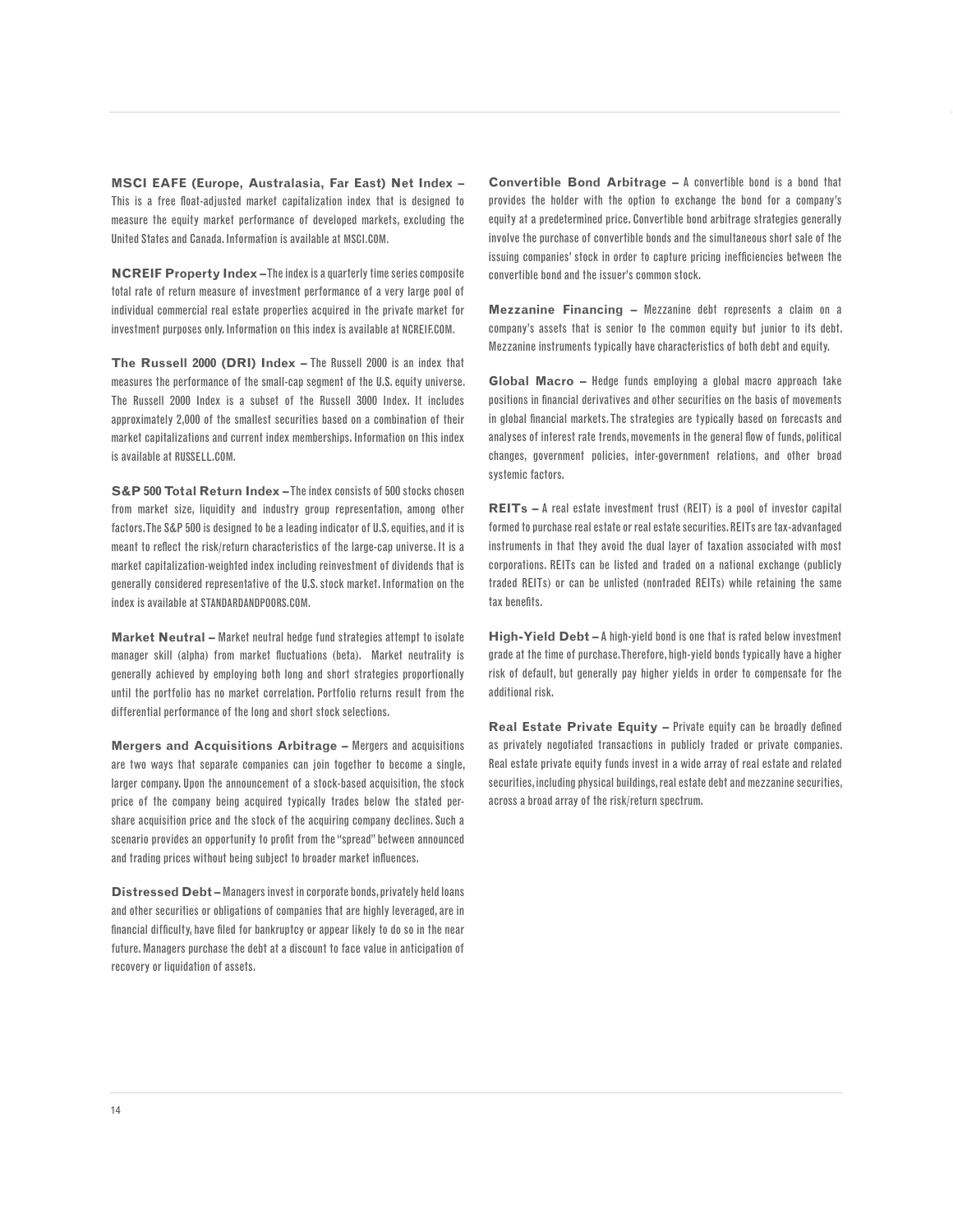**MSCI EAFE (Europe, Australasia, Far East) Net Index –** This is a free float-adjusted market capitalization index that is designed to measure the equity market performance of developed markets, excluding the United States and Canada. Information is available at MSCI.COM.

**NCREIF Property Index –** The index is a quarterly time series composite total rate of return measure of investment performance of a very large pool of individual commercial real estate properties acquired in the private market for investment purposes only. Information on this index is available at NCREIF.COM.

**The Russell 2000 (DRI) Index –** The Russell 2000 is an index that measures the performance of the small-cap segment of the U.S. equity universe. The Russell 2000 Index is a subset of the Russell 3000 Index. It includes approximately 2,000 of the smallest securities based on a combination of their market capitalizations and current index memberships. Information on this index is available at RUSSELL.COM.

**S&P 500 Total Return Index –** The index consists of 500 stocks chosen from market size, liquidity and industry group representation, among other factors. The S&P 500 is designed to be a leading indicator of U.S. equities, and it is meant to reflect the risk/return characteristics of the large-cap universe. It is a market capitalization-weighted index including reinvestment of dividends that is generally considered representative of the U.S. stock market. Information on the index is available at STANDARDANDPOORS.COM.

**Market Neutral –** Market neutral hedge fund strategies attempt to isolate manager skill (alpha) from market fluctuations (beta). Market neutrality is generally achieved by employing both long and short strategies proportionally until the portfolio has no market correlation. Portfolio returns result from the differential performance of the long and short stock selections.

**Mergers and Acquisitions Arbitrage –** Mergers and acquisitions are two ways that separate companies can join together to become a single, larger company. Upon the announcement of a stock-based acquisition, the stock price of the company being acquired typically trades below the stated per-share acquisition price and the stock of the acquiring company declines. Such a scenario provides an opportunity to profit from the "spread" between announced and trading prices without being subject to broader market influences.

**Distressed Debt –** Managers invest in corporate bonds, privately held loans and other securities or obligations of companies that are highly leveraged, are in financial difficulty, have filed for bankruptcy or appear likely to do so in the near future. Managers purchase the debt at a discount to face value in anticipation of recovery or liquidation of assets.

**Convertible Bond Arbitrage –** A convertible bond is a bond that provides the holder with the option to exchange the bond for a company's equity at a predetermined price. Convertible bond arbitrage strategies generally involve the purchase of convertible bonds and the simultaneous short sale of the issuing companies' stock in order to capture pricing inefficiencies between the convertible bond and the issuer's common stock.

**Mezzanine Financing –** Mezzanine debt represents a claim on a company's assets that is senior to the common equity but junior to its debt. Mezzanine instruments typically have characteristics of both debt and equity.

**Global Macro –** Hedge funds employing a global macro approach take positions in financial derivatives and other securities on the basis of movements in global financial markets. The strategies are typically based on forecasts and analyses of interest rate trends, movements in the general flow of funds, political changes, government policies, inter-government relations, and other broad systemic factors.

**REITs –** A real estate investment trust (REIT) is a pool of investor capital formed to purchase real estate or real estate securities. REITs are tax-advantaged instruments in that they avoid the dual layer of taxation associated with most corporations. REITs can be listed and traded on a national exchange (publicly traded REITs) or can be unlisted (nontraded REITs) while retaining the same tax benefits.

**High-Yield Debt –** A high-yield bond is one that is rated below investment grade at the time of purchase. Therefore, high-yield bonds typically have a higher risk of default, but generally pay higher yields in order to compensate for the additional risk.

**Real Estate Private Equity –** Private equity can be broadly defined as privately negotiated transactions in publicly traded or private companies. Real estate private equity funds invest in a wide array of real estate and related securities, including physical buildings, real estate debt and mezzanine securities, across a broad array of the risk/return spectrum.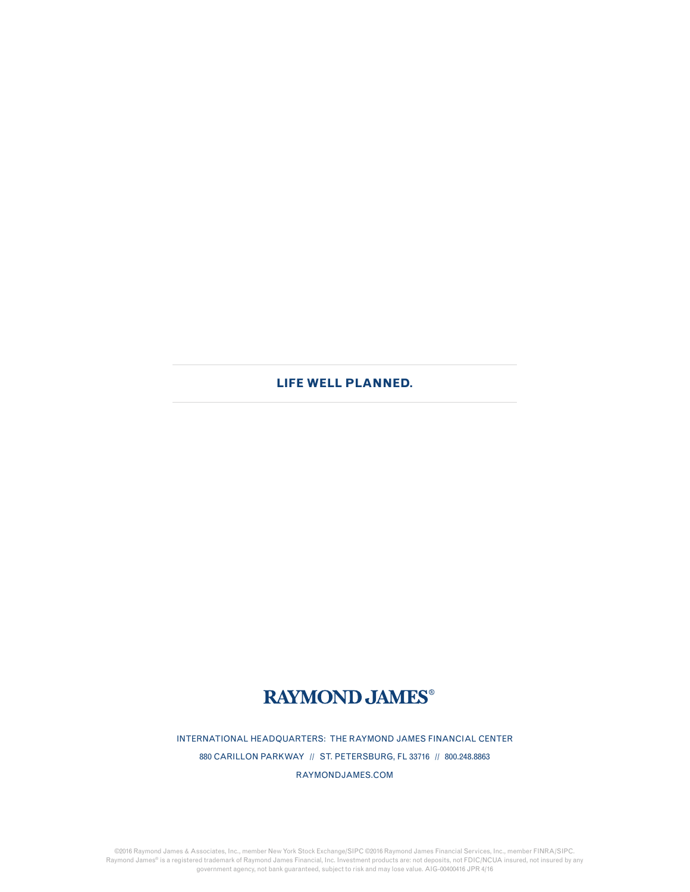**LIFE WELL PLANNED.**

**RAYMOND JAMES®**

INTERNATIONAL HEADQUARTERS: THE RAYMOND JAMES FINANCIAL CENTER

880 CARILLON PARKWAY // ST. PETERSBURG, FL 33716 // 800.248.8863

RAYMONDJAMES.COM

©2016 Raymond James & Associates, Inc., member New York Stock Exchange/SIPC ©2016 Raymond James Financial Services, Inc., member FINRA/SIPC. Raymond James® is a registered trademark of Raymond James Financial, Inc. Investment products are: not deposits, not FDIC/NCUA insured, not insured by any government agency, not bank guaranteed, subject to risk and may lose value. AIG-00400416 JPR 4/16